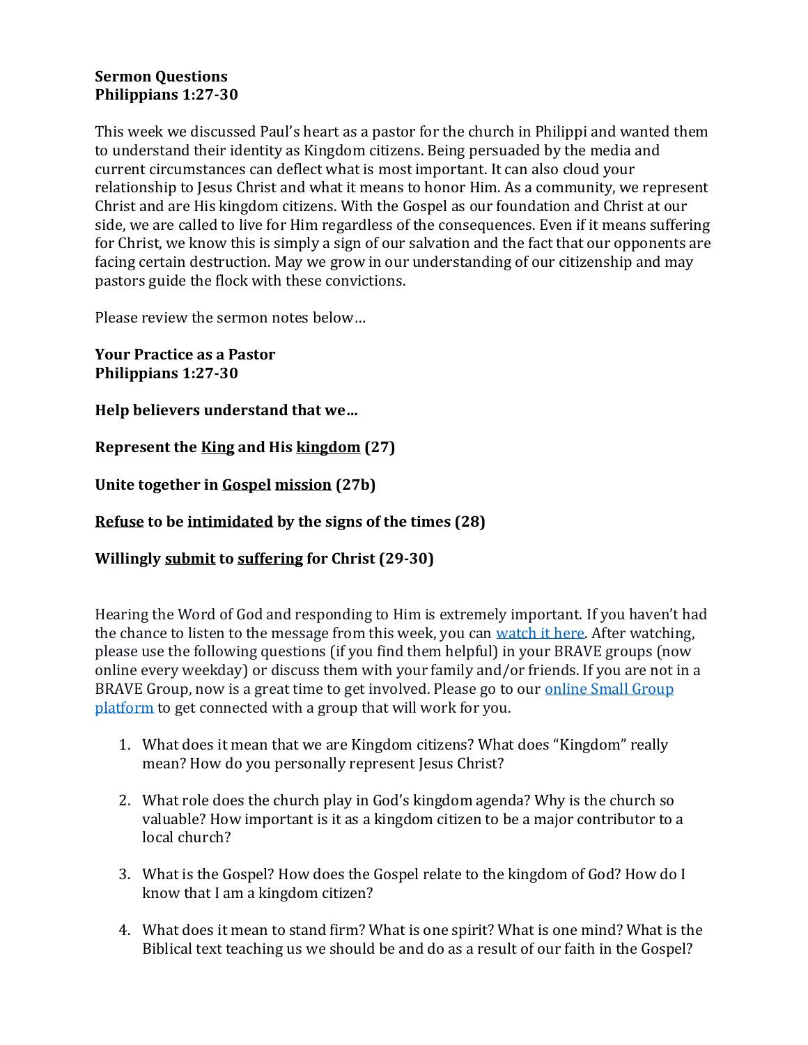**Sermon Questions**
**Philippians 1:27-30**

This week we discussed Paul's heart as a pastor for the church in Philippi and wanted them to understand their identity as Kingdom citizens. Being persuaded by the media and current circumstances can deflect what is most important. It can also cloud your relationship to Jesus Christ and what it means to honor Him. As a community, we represent Christ and are His kingdom citizens. With the Gospel as our foundation and Christ at our side, we are called to live for Him regardless of the consequences. Even if it means suffering for Christ, we know this is simply a sign of our salvation and the fact that our opponents are facing certain destruction. May we grow in our understanding of our citizenship and may pastors guide the flock with these convictions.

Please review the sermon notes below…

**Your Practice as a Pastor**
**Philippians 1:27-30**

**Help believers understand that we…**

**Represent the <u>King</u> and His <u>kingdom</u> (27)**

**Unite together in <u>Gospel</u> <u>mission</u> (27b)**

**<u>Refuse</u> to be <u>intimidated</u> by the signs of the times (28)**

**Willingly <u>submit</u> to <u>suffering</u> for Christ (29-30)**

Hearing the Word of God and responding to Him is extremely important. If you haven't had the chance to listen to the message from this week, you can watch it here. After watching, please use the following questions (if you find them helpful) in your BRAVE groups (now online every weekday) or discuss them with your family and/or friends. If you are not in a BRAVE Group, now is a great time to get involved. Please go to our online Small Group platform to get connected with a group that will work for you.

1. What does it mean that we are Kingdom citizens? What does "Kingdom" really mean? How do you personally represent Jesus Christ?

2. What role does the church play in God's kingdom agenda? Why is the church so valuable? How important is it as a kingdom citizen to be a major contributor to a local church?

3. What is the Gospel? How does the Gospel relate to the kingdom of God? How do I know that I am a kingdom citizen?

4. What does it mean to stand firm? What is one spirit? What is one mind? What is the Biblical text teaching us we should be and do as a result of our faith in the Gospel?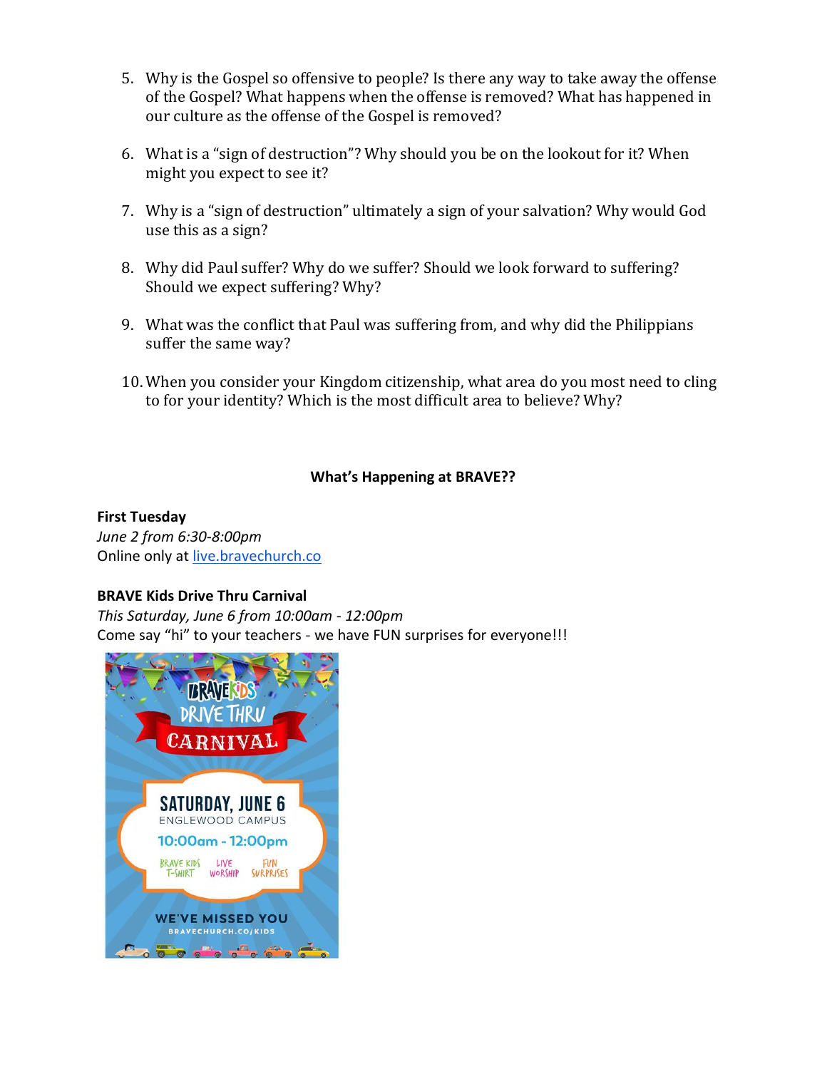5. Why is the Gospel so offensive to people? Is there any way to take away the offense of the Gospel? What happens when the offense is removed? What has happened in our culture as the offense of the Gospel is removed?

6. What is a "sign of destruction"? Why should you be on the lookout for it? When might you expect to see it?

7. Why is a "sign of destruction" ultimately a sign of your salvation? Why would God use this as a sign?

8. Why did Paul suffer? Why do we suffer? Should we look forward to suffering? Should we expect suffering? Why?

9. What was the conflict that Paul was suffering from, and why did the Philippians suffer the same way?

10. When you consider your Kingdom citizenship, what area do you most need to cling to for your identity? Which is the most difficult area to believe? Why?

**What's Happening at BRAVE??**

**First Tuesday**
*June 2 from 6:30-8:00pm*
Online only at live.bravechurch.co

**BRAVE Kids Drive Thru Carnival**
*This Saturday, June 6 from 10:00am - 12:00pm*
Come say "hi" to your teachers - we have FUN surprises for everyone!!!